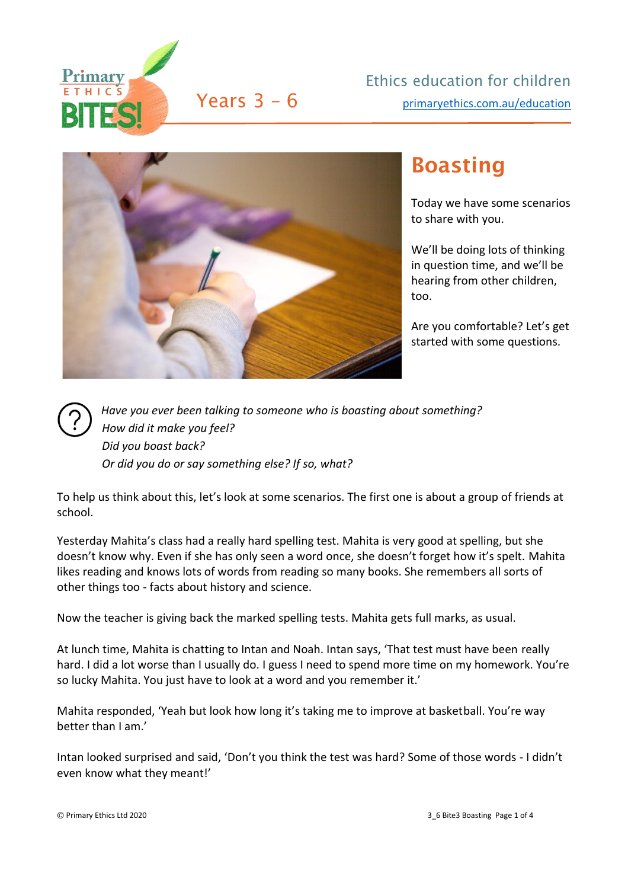Primary ETHICS BITES!

Years 3 – 6

Ethics education for children

primaryethics.com.au/education

# Boasting

Today we have some scenarios to share with you.

We'll be doing lots of thinking in question time, and we'll be hearing from other children, too.

Are you comfortable? Let's get started with some questions.

*Have you ever been talking to someone who is boasting about something?*
*How did it make you feel?*
*Did you boast back?*
*Or did you do or say something else? If so, what?*

To help us think about this, let's look at some scenarios. The first one is about a group of friends at school.

Yesterday Mahita's class had a really hard spelling test. Mahita is very good at spelling, but she doesn't know why. Even if she has only seen a word once, she doesn't forget how it's spelt. Mahita likes reading and knows lots of words from reading so many books. She remembers all sorts of other things too - facts about history and science.

Now the teacher is giving back the marked spelling tests. Mahita gets full marks, as usual.

At lunch time, Mahita is chatting to Intan and Noah. Intan says, 'That test must have been really hard. I did a lot worse than I usually do. I guess I need to spend more time on my homework. You're so lucky Mahita. You just have to look at a word and you remember it.'

Mahita responded, 'Yeah but look how long it's taking me to improve at basketball. You're way better than I am.'

Intan looked surprised and said, 'Don't you think the test was hard? Some of those words - I didn't even know what they meant!'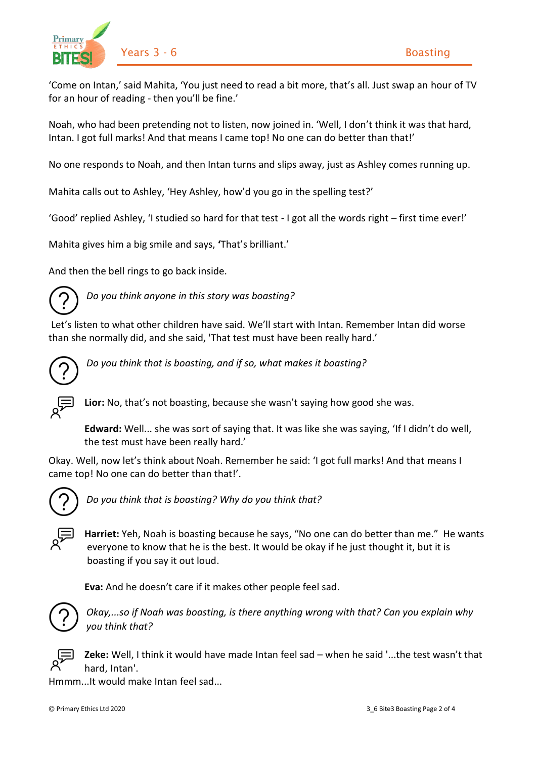'Come on Intan,' said Mahita, 'You just need to read a bit more, that's all. Just swap an hour of TV for an hour of reading - then you'll be fine.'

Noah, who had been pretending not to listen, now joined in. 'Well, I don't think it was that hard, Intan. I got full marks! And that means I came top! No one can do better than that!'

No one responds to Noah, and then Intan turns and slips away, just as Ashley comes running up.

Mahita calls out to Ashley, 'Hey Ashley, how'd you go in the spelling test?'

'Good' replied Ashley, 'I studied so hard for that test - I got all the words right – first time ever!'

Mahita gives him a big smile and says, **'**That's brilliant.'

And then the bell rings to go back inside.

*Do you think anyone in this story was boasting?*

Let's listen to what other children have said. We'll start with Intan. Remember Intan did worse than she normally did, and she said, 'That test must have been really hard.'

*Do you think that is boasting, and if so, what makes it boasting?*

**Lior:** No, that's not boasting, because she wasn't saying how good she was.

**Edward:** Well... she was sort of saying that. It was like she was saying, 'If I didn't do well, the test must have been really hard.'

Okay. Well, now let's think about Noah. Remember he said: 'I got full marks! And that means I came top! No one can do better than that!'.

*Do you think that is boasting? Why do you think that?*

**Harriet:** Yeh, Noah is boasting because he says, "No one can do better than me." He wants everyone to know that he is the best. It would be okay if he just thought it, but it is boasting if you say it out loud.

**Eva:** And he doesn't care if it makes other people feel sad.

*Okay,...so if Noah was boasting, is there anything wrong with that? Can you explain why you think that?*

**Zeke:** Well, I think it would have made Intan feel sad – when he said '...the test wasn't that hard, Intan'.

Hmmm...It would make Intan feel sad...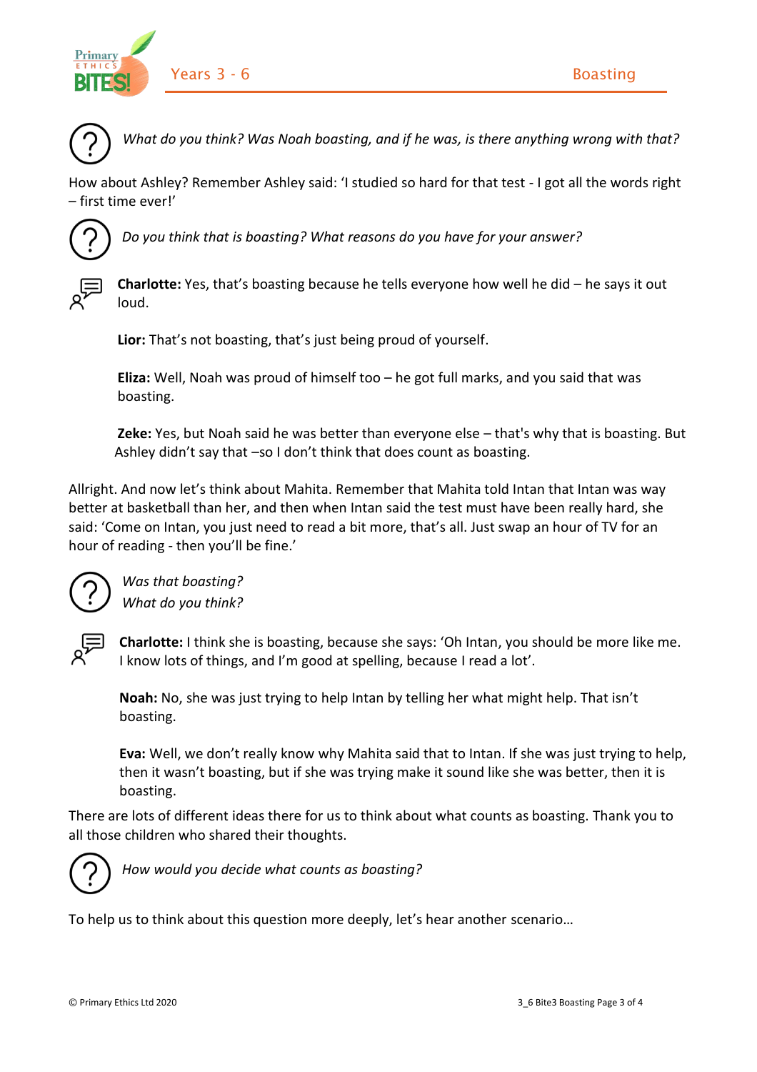*What do you think? Was Noah boasting, and if he was, is there anything wrong with that?*

How about Ashley? Remember Ashley said: 'I studied so hard for that test - I got all the words right – first time ever!'

*Do you think that is boasting? What reasons do you have for your answer?*

**Charlotte:** Yes, that's boasting because he tells everyone how well he did – he says it out loud.

**Lior:** That's not boasting, that's just being proud of yourself.

**Eliza:** Well, Noah was proud of himself too – he got full marks, and you said that was boasting.

**Zeke:** Yes, but Noah said he was better than everyone else – that's why that is boasting. But Ashley didn't say that –so I don't think that does count as boasting.

Allright. And now let's think about Mahita. Remember that Mahita told Intan that Intan was way better at basketball than her, and then when Intan said the test must have been really hard, she said: 'Come on Intan, you just need to read a bit more, that's all. Just swap an hour of TV for an hour of reading - then you'll be fine.'

*Was that boasting?*
*What do you think?*

**Charlotte:** I think she is boasting, because she says: 'Oh Intan, you should be more like me. I know lots of things, and I'm good at spelling, because I read a lot'.

**Noah:** No, she was just trying to help Intan by telling her what might help. That isn't boasting.

**Eva:** Well, we don't really know why Mahita said that to Intan. If she was just trying to help, then it wasn't boasting, but if she was trying make it sound like she was better, then it is boasting.

There are lots of different ideas there for us to think about what counts as boasting. Thank you to all those children who shared their thoughts.

*How would you decide what counts as boasting?*

To help us to think about this question more deeply, let's hear another scenario…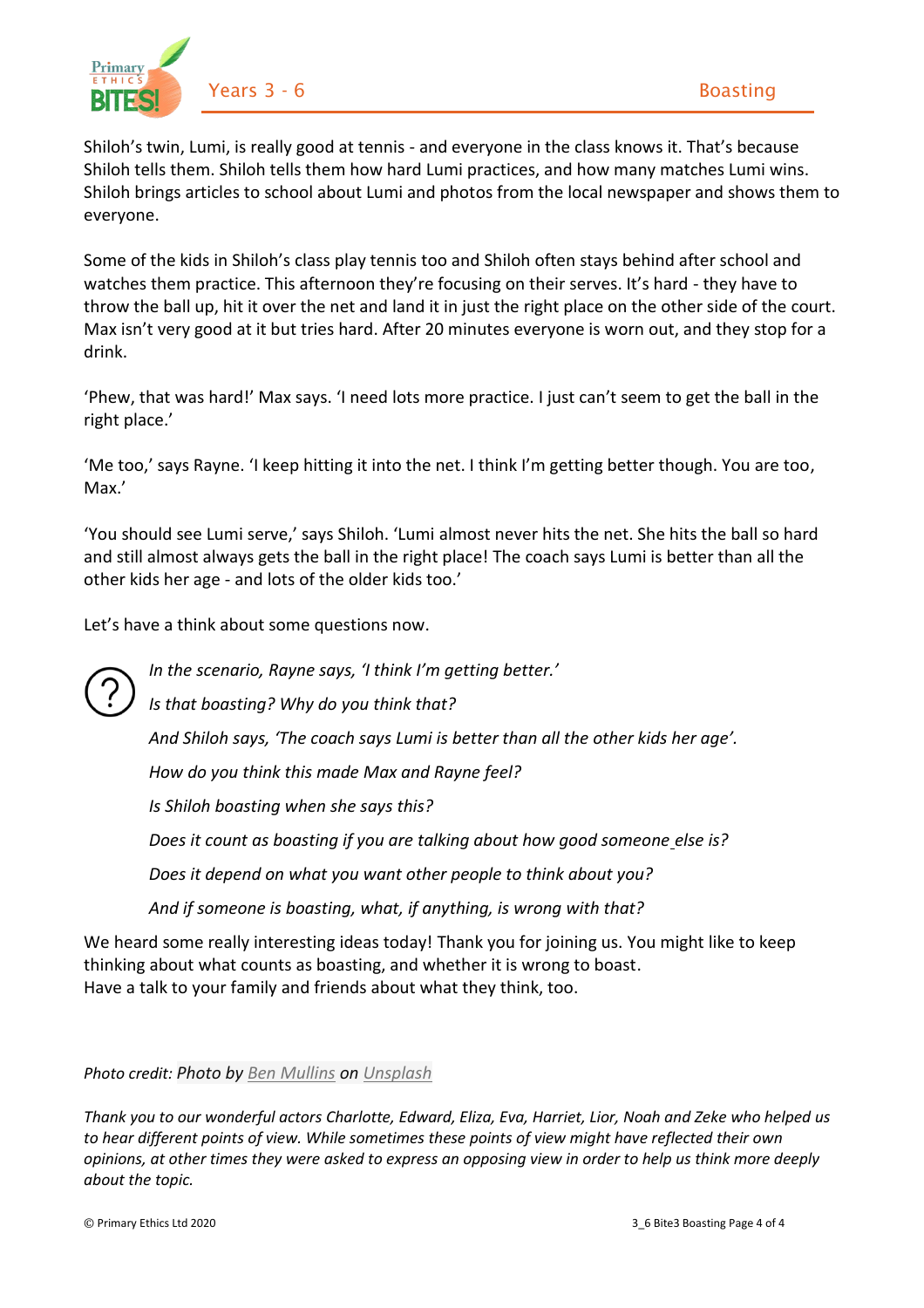Shiloh's twin, Lumi, is really good at tennis - and everyone in the class knows it. That's because Shiloh tells them. Shiloh tells them how hard Lumi practices, and how many matches Lumi wins. Shiloh brings articles to school about Lumi and photos from the local newspaper and shows them to everyone.

Some of the kids in Shiloh's class play tennis too and Shiloh often stays behind after school and watches them practice. This afternoon they're focusing on their serves. It's hard - they have to throw the ball up, hit it over the net and land it in just the right place on the other side of the court. Max isn't very good at it but tries hard. After 20 minutes everyone is worn out, and they stop for a drink.

'Phew, that was hard!' Max says. 'I need lots more practice. I just can't seem to get the ball in the right place.'

'Me too,' says Rayne. 'I keep hitting it into the net. I think I'm getting better though. You are too, Max.'

'You should see Lumi serve,' says Shiloh. 'Lumi almost never hits the net. She hits the ball so hard and still almost always gets the ball in the right place! The coach says Lumi is better than all the other kids her age - and lots of the older kids too.'

Let's have a think about some questions now.

*In the scenario, Rayne says, 'I think I'm getting better.'*

*Is that boasting? Why do you think that?*

*And Shiloh says, 'The coach says Lumi is better than all the other kids her age'.*

*How do you think this made Max and Rayne feel?*

*Is Shiloh boasting when she says this?*

*Does it count as boasting if you are talking about how good someone else is?*

*Does it depend on what you want other people to think about you?*

*And if someone is boasting, what, if anything, is wrong with that?*

We heard some really interesting ideas today! Thank you for joining us. You might like to keep thinking about what counts as boasting, and whether it is wrong to boast.
Have a talk to your family and friends about what they think, too.

*Photo credit: Photo by Ben Mullins on Unsplash*

*Thank you to our wonderful actors Charlotte, Edward, Eliza, Eva, Harriet, Lior, Noah and Zeke who helped us to hear different points of view. While sometimes these points of view might have reflected their own opinions, at other times they were asked to express an opposing view in order to help us think more deeply about the topic.*

© Primary Ethics Ltd 2020